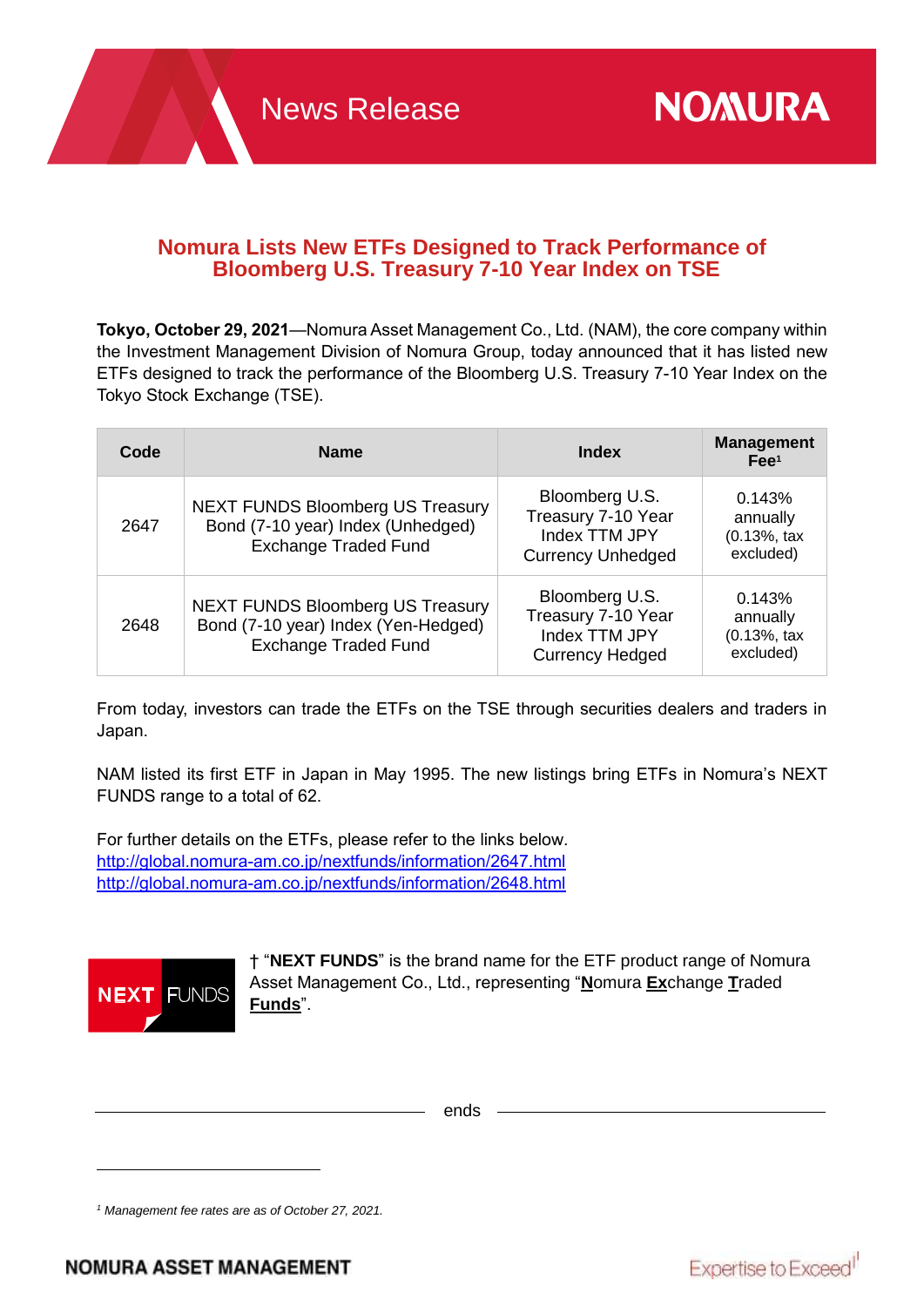# News Release

# Nomura Lists New ETFs Designed to Track Performance of Bloomberg U.S. Treasury 7-10 Year Index on TSE

**Tokyo, October 29, 2021**—Nomura Asset Management Co., Ltd. (NAM), the core company within the Investment Management Division of Nomura Group, today announced that it has listed new ETFs designed to track the performance of the Bloomberg U.S. Treasury 7-10 Year Index on the Tokyo Stock Exchange (TSE).

| Code | Name | Index | Management Fee[1] |
|---|---|---|---|
| 2647 | NEXT FUNDS Bloomberg US Treasury Bond (7-10 year) Index (Unhedged) Exchange Traded Fund | Bloomberg U.S. Treasury 7-10 Year Index TTM JPY Currency Unhedged | 0.143% annually (0.13%, tax excluded) |
| 2648 | NEXT FUNDS Bloomberg US Treasury Bond (7-10 year) Index (Yen-Hedged) Exchange Traded Fund | Bloomberg U.S. Treasury 7-10 Year Index TTM JPY Currency Hedged | 0.143% annually (0.13%, tax excluded) |

From today, investors can trade the ETFs on the TSE through securities dealers and traders in Japan.

NAM listed its first ETF in Japan in May 1995. The new listings bring ETFs in Nomura's NEXT FUNDS range to a total of 62.

For further details on the ETFs, please refer to the links below.
http://global.nomura-am.co.jp/nextfunds/information/2647.html
http://global.nomura-am.co.jp/nextfunds/information/2648.html

NEXT FUNDS

† "**NEXT FUNDS**" is the brand name for the ETF product range of Nomura Asset Management Co., Ltd., representing "**N**omura **Ex**change **T**raded **Funds**".

ends

[1] *Management fee rates are as of October 27, 2021.*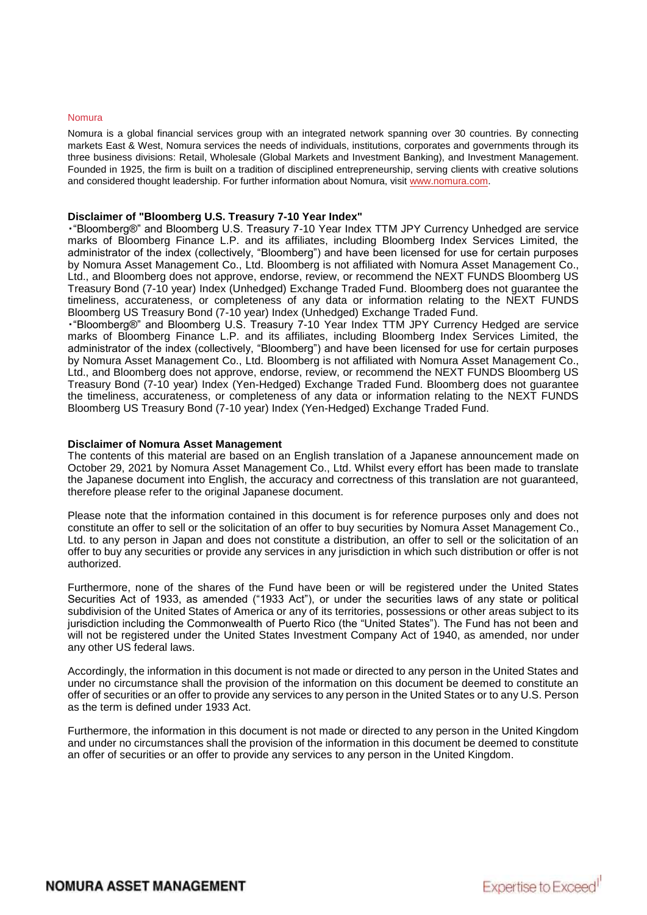## Nomura

Nomura is a global financial services group with an integrated network spanning over 30 countries. By connecting markets East & West, Nomura services the needs of individuals, institutions, corporates and governments through its three business divisions: Retail, Wholesale (Global Markets and Investment Banking), and Investment Management. Founded in 1925, the firm is built on a tradition of disciplined entrepreneurship, serving clients with creative solutions and considered thought leadership. For further information about Nomura, visit www.nomura.com.

### Disclaimer of "Bloomberg U.S. Treasury 7-10 Year Index"

・"Bloomberg®" and Bloomberg U.S. Treasury 7-10 Year Index TTM JPY Currency Unhedged are service marks of Bloomberg Finance L.P. and its affiliates, including Bloomberg Index Services Limited, the administrator of the index (collectively, "Bloomberg") and have been licensed for use for certain purposes by Nomura Asset Management Co., Ltd. Bloomberg is not affiliated with Nomura Asset Management Co., Ltd., and Bloomberg does not approve, endorse, review, or recommend the NEXT FUNDS Bloomberg US Treasury Bond (7-10 year) Index (Unhedged) Exchange Traded Fund. Bloomberg does not guarantee the timeliness, accurateness, or completeness of any data or information relating to the NEXT FUNDS Bloomberg US Treasury Bond (7-10 year) Index (Unhedged) Exchange Traded Fund.

・"Bloomberg®" and Bloomberg U.S. Treasury 7-10 Year Index TTM JPY Currency Hedged are service marks of Bloomberg Finance L.P. and its affiliates, including Bloomberg Index Services Limited, the administrator of the index (collectively, "Bloomberg") and have been licensed for use for certain purposes by Nomura Asset Management Co., Ltd. Bloomberg is not affiliated with Nomura Asset Management Co., Ltd., and Bloomberg does not approve, endorse, review, or recommend the NEXT FUNDS Bloomberg US Treasury Bond (7-10 year) Index (Yen-Hedged) Exchange Traded Fund. Bloomberg does not guarantee the timeliness, accurateness, or completeness of any data or information relating to the NEXT FUNDS Bloomberg US Treasury Bond (7-10 year) Index (Yen-Hedged) Exchange Traded Fund.

### Disclaimer of Nomura Asset Management

The contents of this material are based on an English translation of a Japanese announcement made on October 29, 2021 by Nomura Asset Management Co., Ltd. Whilst every effort has been made to translate the Japanese document into English, the accuracy and correctness of this translation are not guaranteed, therefore please refer to the original Japanese document.

Please note that the information contained in this document is for reference purposes only and does not constitute an offer to sell or the solicitation of an offer to buy securities by Nomura Asset Management Co., Ltd. to any person in Japan and does not constitute a distribution, an offer to sell or the solicitation of an offer to buy any securities or provide any services in any jurisdiction in which such distribution or offer is not authorized.

Furthermore, none of the shares of the Fund have been or will be registered under the United States Securities Act of 1933, as amended ("1933 Act"), or under the securities laws of any state or political subdivision of the United States of America or any of its territories, possessions or other areas subject to its jurisdiction including the Commonwealth of Puerto Rico (the "United States"). The Fund has not been and will not be registered under the United States Investment Company Act of 1940, as amended, nor under any other US federal laws.

Accordingly, the information in this document is not made or directed to any person in the United States and under no circumstance shall the provision of the information on this document be deemed to constitute an offer of securities or an offer to provide any services to any person in the United States or to any U.S. Person as the term is defined under 1933 Act.

Furthermore, the information in this document is not made or directed to any person in the United Kingdom and under no circumstances shall the provision of the information in this document be deemed to constitute an offer of securities or an offer to provide any services to any person in the United Kingdom.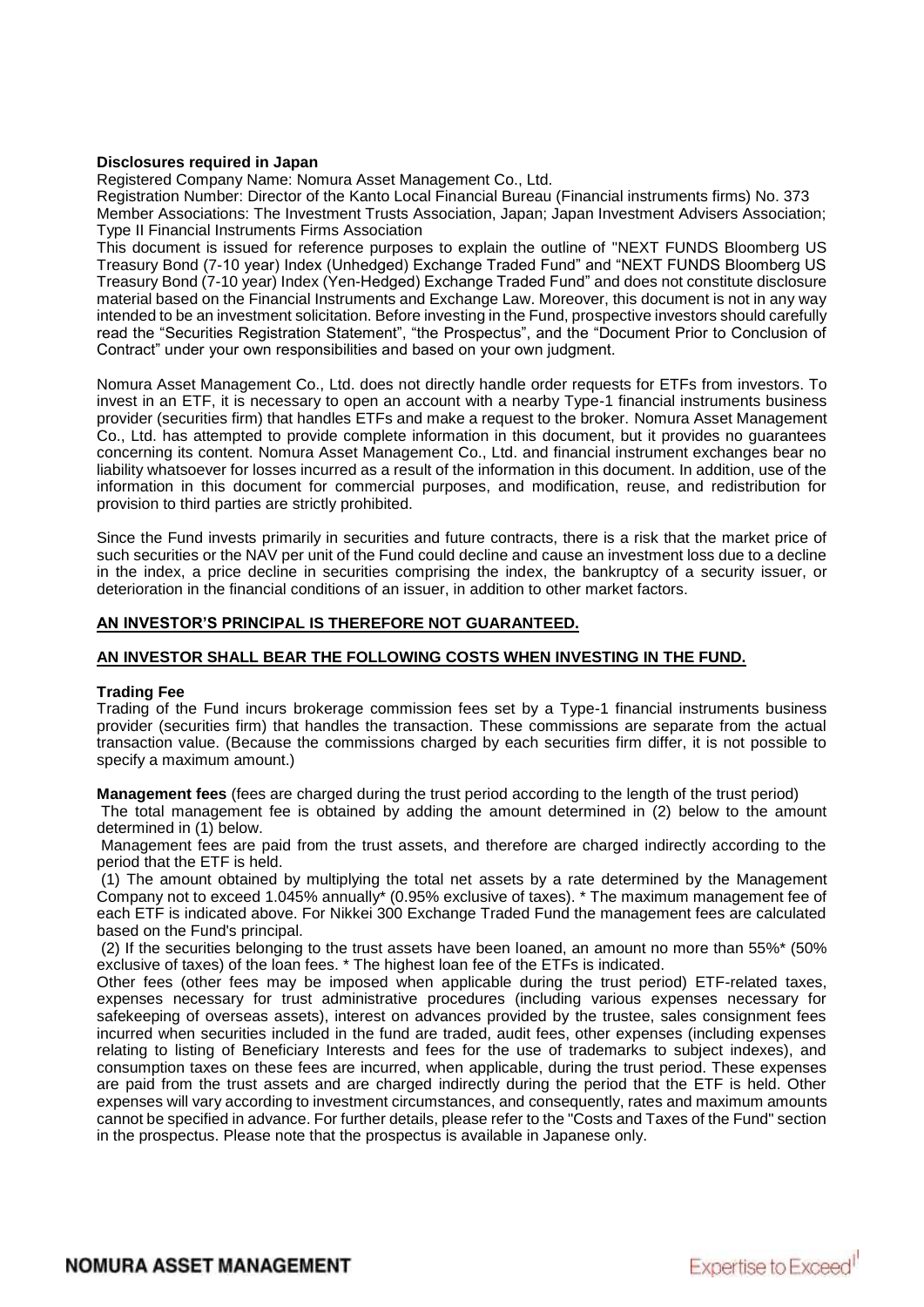**Disclosures required in Japan**

Registered Company Name: Nomura Asset Management Co., Ltd.

Registration Number: Director of the Kanto Local Financial Bureau (Financial instruments firms) No. 373

Member Associations: The Investment Trusts Association, Japan; Japan Investment Advisers Association; Type II Financial Instruments Firms Association

This document is issued for reference purposes to explain the outline of "NEXT FUNDS Bloomberg US Treasury Bond (7-10 year) Index (Unhedged) Exchange Traded Fund" and "NEXT FUNDS Bloomberg US Treasury Bond (7-10 year) Index (Yen-Hedged) Exchange Traded Fund" and does not constitute disclosure material based on the Financial Instruments and Exchange Law. Moreover, this document is not in any way intended to be an investment solicitation. Before investing in the Fund, prospective investors should carefully read the "Securities Registration Statement", "the Prospectus", and the "Document Prior to Conclusion of Contract" under your own responsibilities and based on your own judgment.

Nomura Asset Management Co., Ltd. does not directly handle order requests for ETFs from investors. To invest in an ETF, it is necessary to open an account with a nearby Type-1 financial instruments business provider (securities firm) that handles ETFs and make a request to the broker. Nomura Asset Management Co., Ltd. has attempted to provide complete information in this document, but it provides no guarantees concerning its content. Nomura Asset Management Co., Ltd. and financial instrument exchanges bear no liability whatsoever for losses incurred as a result of the information in this document. In addition, use of the information in this document for commercial purposes, and modification, reuse, and redistribution for provision to third parties are strictly prohibited.

Since the Fund invests primarily in securities and future contracts, there is a risk that the market price of such securities or the NAV per unit of the Fund could decline and cause an investment loss due to a decline in the index, a price decline in securities comprising the index, the bankruptcy of a security issuer, or deterioration in the financial conditions of an issuer, in addition to other market factors.

**AN INVESTOR'S PRINCIPAL IS THEREFORE NOT GUARANTEED.**

**AN INVESTOR SHALL BEAR THE FOLLOWING COSTS WHEN INVESTING IN THE FUND.**

**Trading Fee**

Trading of the Fund incurs brokerage commission fees set by a Type-1 financial instruments business provider (securities firm) that handles the transaction. These commissions are separate from the actual transaction value. (Because the commissions charged by each securities firm differ, it is not possible to specify a maximum amount.)

**Management fees** (fees are charged during the trust period according to the length of the trust period)

The total management fee is obtained by adding the amount determined in (2) below to the amount determined in (1) below.

Management fees are paid from the trust assets, and therefore are charged indirectly according to the period that the ETF is held.

(1) The amount obtained by multiplying the total net assets by a rate determined by the Management Company not to exceed 1.045% annually* (0.95% exclusive of taxes). * The maximum management fee of each ETF is indicated above. For Nikkei 300 Exchange Traded Fund the management fees are calculated based on the Fund's principal.

(2) If the securities belonging to the trust assets have been loaned, an amount no more than 55%* (50% exclusive of taxes) of the loan fees. * The highest loan fee of the ETFs is indicated.

Other fees (other fees may be imposed when applicable during the trust period) ETF-related taxes, expenses necessary for trust administrative procedures (including various expenses necessary for safekeeping of overseas assets), interest on advances provided by the trustee, sales consignment fees incurred when securities included in the fund are traded, audit fees, other expenses (including expenses relating to listing of Beneficiary Interests and fees for the use of trademarks to subject indexes), and consumption taxes on these fees are incurred, when applicable, during the trust period. These expenses are paid from the trust assets and are charged indirectly during the period that the ETF is held. Other expenses will vary according to investment circumstances, and consequently, rates and maximum amounts cannot be specified in advance. For further details, please refer to the "Costs and Taxes of the Fund" section in the prospectus. Please note that the prospectus is available in Japanese only.